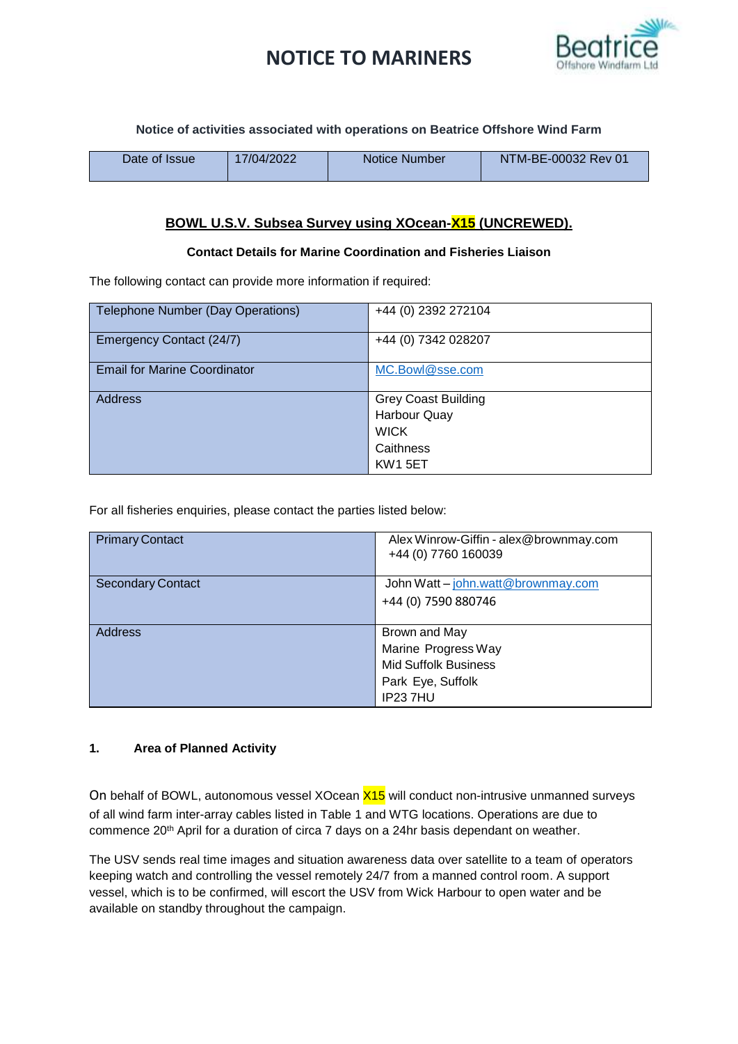# NOTICE TO MARINERS

**Notice of activities associated with operations on Beatrice Offshore Wind Farm**

| Date of Issue | 17/04/2022 | Notice Number | NTM-BE-00032 Rev 01 |
|---|---|---|---|

## BOWL U.S.V. Subsea Survey using XOcean-X15 (UNCREWED).

**Contact Details for Marine Coordination and Fisheries Liaison**

The following contact can provide more information if required:

| Telephone Number (Day Operations) | +44 (0) 2392 272104 |
|---|---|
| Emergency Contact (24/7) | +44 (0) 7342 028207 |
| Email for Marine Coordinator | MC.Bowl@sse.com |
| Address | Grey Coast Building<br>Harbour Quay<br>WICK<br>Caithness<br>KW1 5ET |

For all fisheries enquiries, please contact the parties listed below:

| Primary Contact | Alex Winrow-Giffin - alex@brownmay.com<br>+44 (0) 7760 160039 |
|---|---|
| Secondary Contact | John Watt – john.watt@brownmay.com<br>+44 (0) 7590 880746 |
| Address | Brown and May<br>Marine Progress Way<br>Mid Suffolk Business<br>Park Eye, Suffolk<br>IP23 7HU |

### 1. Area of Planned Activity

On behalf of BOWL, autonomous vessel XOcean X15 will conduct non-intrusive unmanned surveys of all wind farm inter-array cables listed in Table 1 and WTG locations. Operations are due to commence 20th April for a duration of circa 7 days on a 24hr basis dependant on weather.

The USV sends real time images and situation awareness data over satellite to a team of operators keeping watch and controlling the vessel remotely 24/7 from a manned control room. A support vessel, which is to be confirmed, will escort the USV from Wick Harbour to open water and be available on standby throughout the campaign.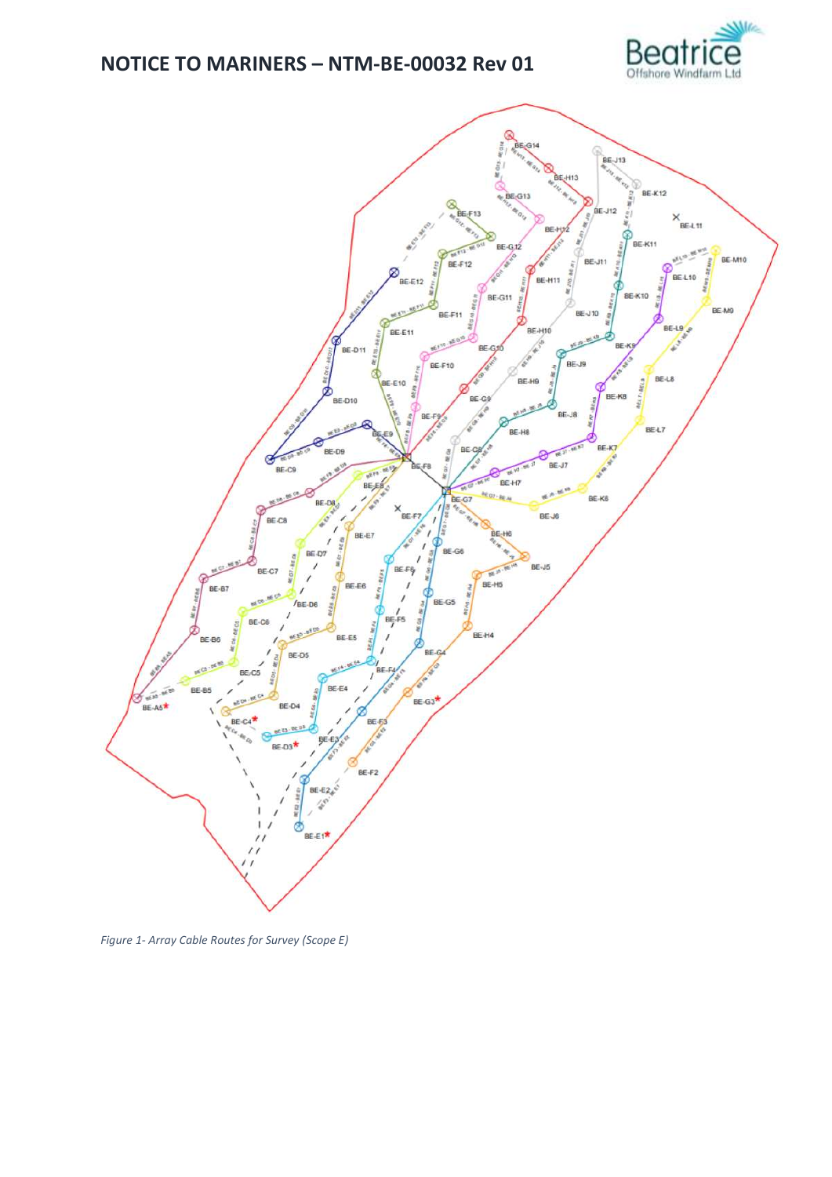*Figure 1- Array Cable Routes for Survey (Scope E)*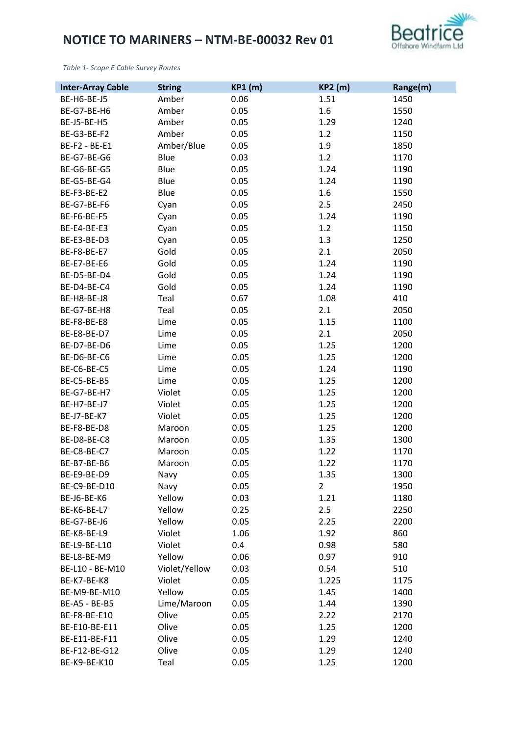# NOTICE TO MARINERS – NTM-BE-00032 Rev 01

*Table 1- Scope E Cable Survey Routes*

| Inter-Array Cable | String | KP1 (m) | KP2 (m) | Range(m) |
|---|---|---|---|---|
| BE-H6-BE-J5 | Amber | 0.06 | 1.51 | 1450 |
| BE-G7-BE-H6 | Amber | 0.05 | 1.6 | 1550 |
| BE-J5-BE-H5 | Amber | 0.05 | 1.29 | 1240 |
| BE-G3-BE-F2 | Amber | 0.05 | 1.2 | 1150 |
| BE-F2 - BE-E1 | Amber/Blue | 0.05 | 1.9 | 1850 |
| BE-G7-BE-G6 | Blue | 0.03 | 1.2 | 1170 |
| BE-G6-BE-G5 | Blue | 0.05 | 1.24 | 1190 |
| BE-G5-BE-G4 | Blue | 0.05 | 1.24 | 1190 |
| BE-F3-BE-E2 | Blue | 0.05 | 1.6 | 1550 |
| BE-G7-BE-F6 | Cyan | 0.05 | 2.5 | 2450 |
| BE-F6-BE-F5 | Cyan | 0.05 | 1.24 | 1190 |
| BE-E4-BE-E3 | Cyan | 0.05 | 1.2 | 1150 |
| BE-E3-BE-D3 | Cyan | 0.05 | 1.3 | 1250 |
| BE-F8-BE-E7 | Gold | 0.05 | 2.1 | 2050 |
| BE-E7-BE-E6 | Gold | 0.05 | 1.24 | 1190 |
| BE-D5-BE-D4 | Gold | 0.05 | 1.24 | 1190 |
| BE-D4-BE-C4 | Gold | 0.05 | 1.24 | 1190 |
| BE-H8-BE-J8 | Teal | 0.67 | 1.08 | 410 |
| BE-G7-BE-H8 | Teal | 0.05 | 2.1 | 2050 |
| BE-F8-BE-E8 | Lime | 0.05 | 1.15 | 1100 |
| BE-E8-BE-D7 | Lime | 0.05 | 2.1 | 2050 |
| BE-D7-BE-D6 | Lime | 0.05 | 1.25 | 1200 |
| BE-D6-BE-C6 | Lime | 0.05 | 1.25 | 1200 |
| BE-C6-BE-C5 | Lime | 0.05 | 1.24 | 1190 |
| BE-C5-BE-B5 | Lime | 0.05 | 1.25 | 1200 |
| BE-G7-BE-H7 | Violet | 0.05 | 1.25 | 1200 |
| BE-H7-BE-J7 | Violet | 0.05 | 1.25 | 1200 |
| BE-J7-BE-K7 | Violet | 0.05 | 1.25 | 1200 |
| BE-F8-BE-D8 | Maroon | 0.05 | 1.25 | 1200 |
| BE-D8-BE-C8 | Maroon | 0.05 | 1.35 | 1300 |
| BE-C8-BE-C7 | Maroon | 0.05 | 1.22 | 1170 |
| BE-B7-BE-B6 | Maroon | 0.05 | 1.22 | 1170 |
| BE-E9-BE-D9 | Navy | 0.05 | 1.35 | 1300 |
| BE-C9-BE-D10 | Navy | 0.05 | 2 | 1950 |
| BE-J6-BE-K6 | Yellow | 0.03 | 1.21 | 1180 |
| BE-K6-BE-L7 | Yellow | 0.25 | 2.5 | 2250 |
| BE-G7-BE-J6 | Yellow | 0.05 | 2.25 | 2200 |
| BE-K8-BE-L9 | Violet | 1.06 | 1.92 | 860 |
| BE-L9-BE-L10 | Violet | 0.4 | 0.98 | 580 |
| BE-L8-BE-M9 | Yellow | 0.06 | 0.97 | 910 |
| BE-L10 - BE-M10 | Violet/Yellow | 0.03 | 0.54 | 510 |
| BE-K7-BE-K8 | Violet | 0.05 | 1.225 | 1175 |
| BE-M9-BE-M10 | Yellow | 0.05 | 1.45 | 1400 |
| BE-A5 - BE-B5 | Lime/Maroon | 0.05 | 1.44 | 1390 |
| BE-F8-BE-E10 | Olive | 0.05 | 2.22 | 2170 |
| BE-E10-BE-E11 | Olive | 0.05 | 1.25 | 1200 |
| BE-E11-BE-F11 | Olive | 0.05 | 1.29 | 1240 |
| BE-F12-BE-G12 | Olive | 0.05 | 1.29 | 1240 |
| BE-K9-BE-K10 | Teal | 0.05 | 1.25 | 1200 |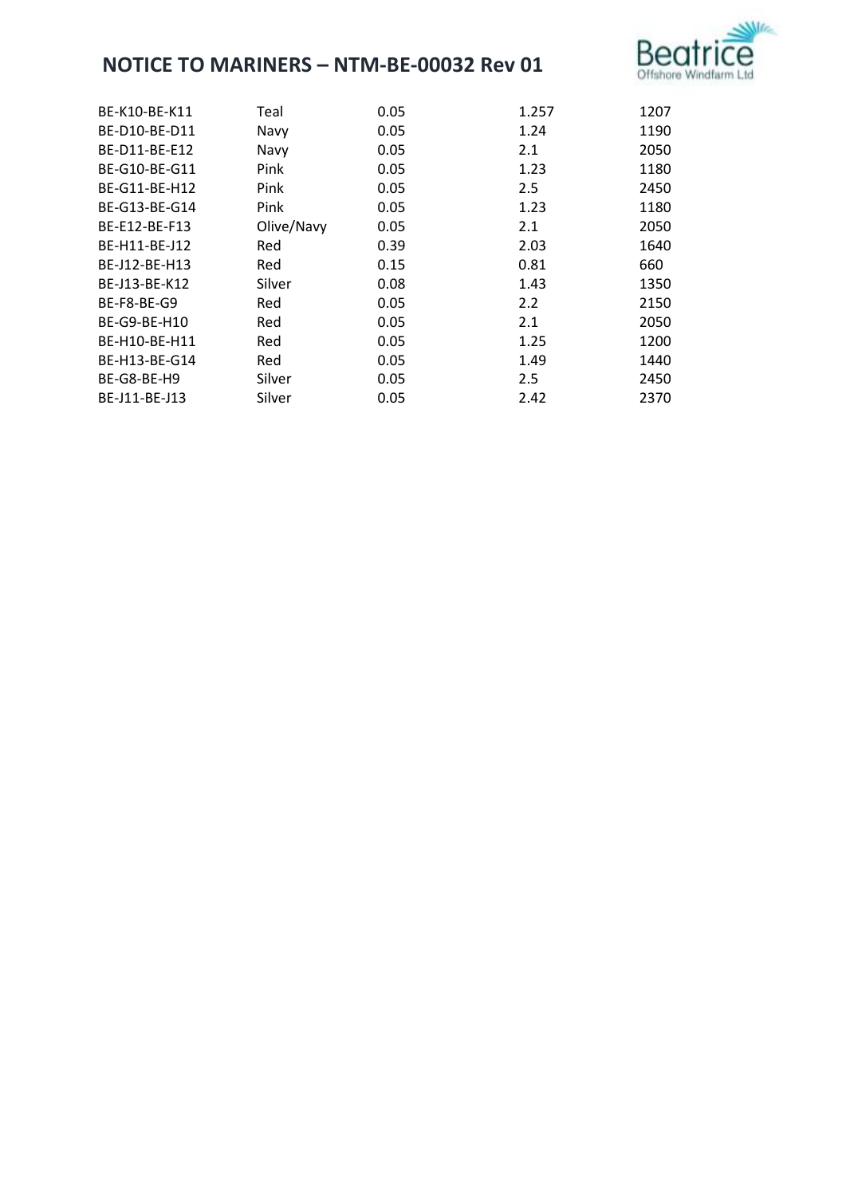| | | | | |
|---|---|---|---|---|
| BE-K10-BE-K11 | Teal | 0.05 | 1.257 | 1207 |
| BE-D10-BE-D11 | Navy | 0.05 | 1.24 | 1190 |
| BE-D11-BE-E12 | Navy | 0.05 | 2.1 | 2050 |
| BE-G10-BE-G11 | Pink | 0.05 | 1.23 | 1180 |
| BE-G11-BE-H12 | Pink | 0.05 | 2.5 | 2450 |
| BE-G13-BE-G14 | Pink | 0.05 | 1.23 | 1180 |
| BE-E12-BE-F13 | Olive/Navy | 0.05 | 2.1 | 2050 |
| BE-H11-BE-J12 | Red | 0.39 | 2.03 | 1640 |
| BE-J12-BE-H13 | Red | 0.15 | 0.81 | 660 |
| BE-J13-BE-K12 | Silver | 0.08 | 1.43 | 1350 |
| BE-F8-BE-G9 | Red | 0.05 | 2.2 | 2150 |
| BE-G9-BE-H10 | Red | 0.05 | 2.1 | 2050 |
| BE-H10-BE-H11 | Red | 0.05 | 1.25 | 1200 |
| BE-H13-BE-G14 | Red | 0.05 | 1.49 | 1440 |
| BE-G8-BE-H9 | Silver | 0.05 | 2.5 | 2450 |
| BE-J11-BE-J13 | Silver | 0.05 | 2.42 | 2370 |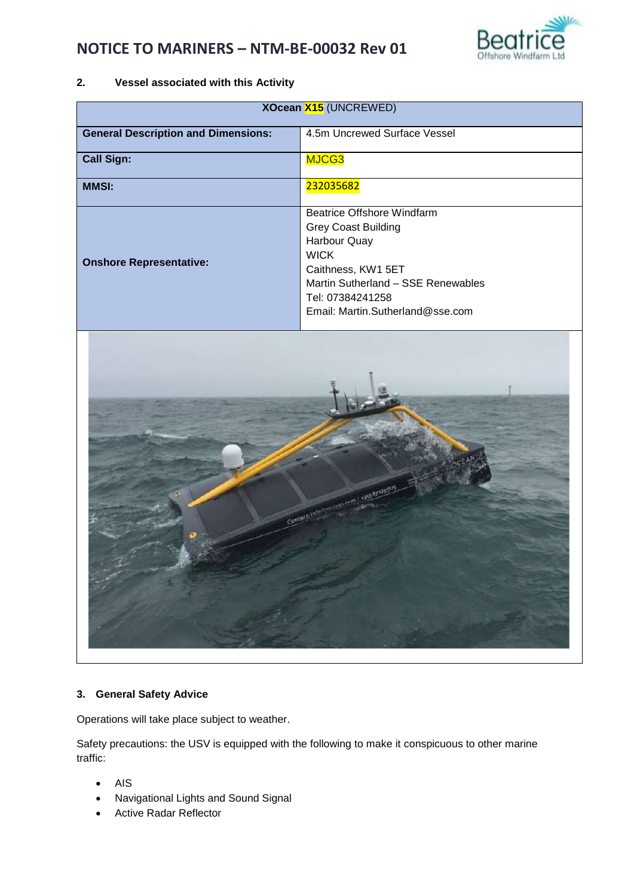## 2. Vessel associated with this Activity

| XOcean X15 (UNCREWED) | |
|---|---|
| **General Description and Dimensions:** | 4.5m Uncrewed Surface Vessel |
| **Call Sign:** | MJCG3 |
| **MMSI:** | 232035682 |
| **Onshore Representative:** | Beatrice Offshore Windfarm<br>Grey Coast Building<br>Harbour Quay<br>WICK<br>Caithness, KW1 5ET<br>Martin Sutherland – SSE Renewables<br>Tel: 07384241258<br>Email: Martin.Sutherland@sse.com |

## 3. General Safety Advice

Operations will take place subject to weather.

Safety precautions: the USV is equipped with the following to make it conspicuous to other marine traffic:

- AIS
- Navigational Lights and Sound Signal
- Active Radar Reflector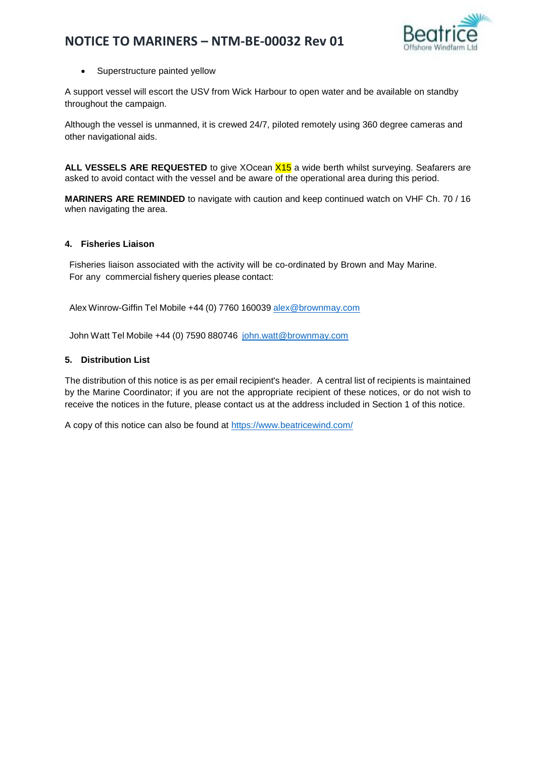- Superstructure painted yellow

A support vessel will escort the USV from Wick Harbour to open water and be available on standby throughout the campaign.

Although the vessel is unmanned, it is crewed 24/7, piloted remotely using 360 degree cameras and other navigational aids.

**ALL VESSELS ARE REQUESTED** to give XOcean X15 a wide berth whilst surveying. Seafarers are asked to avoid contact with the vessel and be aware of the operational area during this period.

**MARINERS ARE REMINDED** to navigate with caution and keep continued watch on VHF Ch. 70 / 16 when navigating the area.

#### 4. Fisheries Liaison

Fisheries liaison associated with the activity will be co-ordinated by Brown and May Marine. For any commercial fishery queries please contact:

Alex Winrow-Giffin Tel Mobile +44 (0) 7760 160039 alex@brownmay.com

John Watt Tel Mobile +44 (0) 7590 880746 john.watt@brownmay.com

#### 5. Distribution List

The distribution of this notice is as per email recipient's header. A central list of recipients is maintained by the Marine Coordinator; if you are not the appropriate recipient of these notices, or do not wish to receive the notices in the future, please contact us at the address included in Section 1 of this notice.

A copy of this notice can also be found at https://www.beatricewind.com/